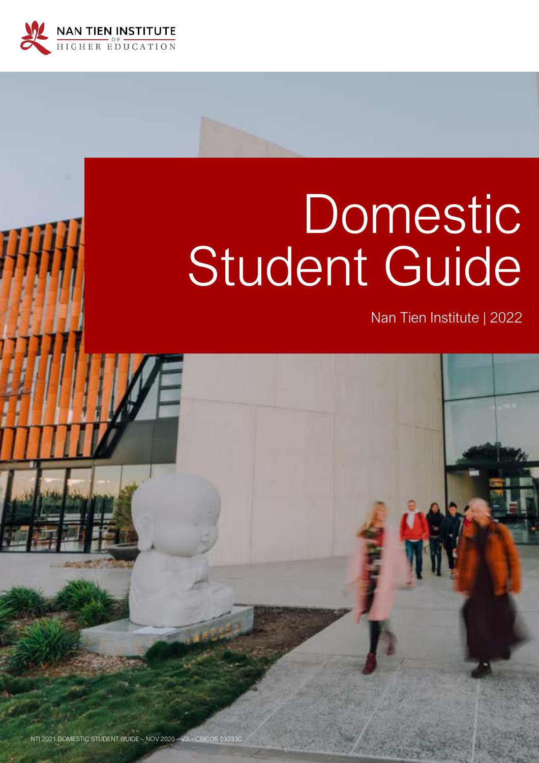NAN TIEN INSTITUTE OF HIGHER EDUCATION

# Domestic Student Guide

Nan Tien Institute | 2022

NTI 2021 DOMESTIC STUDENT GUIDE – NOV 2020 – V3 – CRICOS 03233C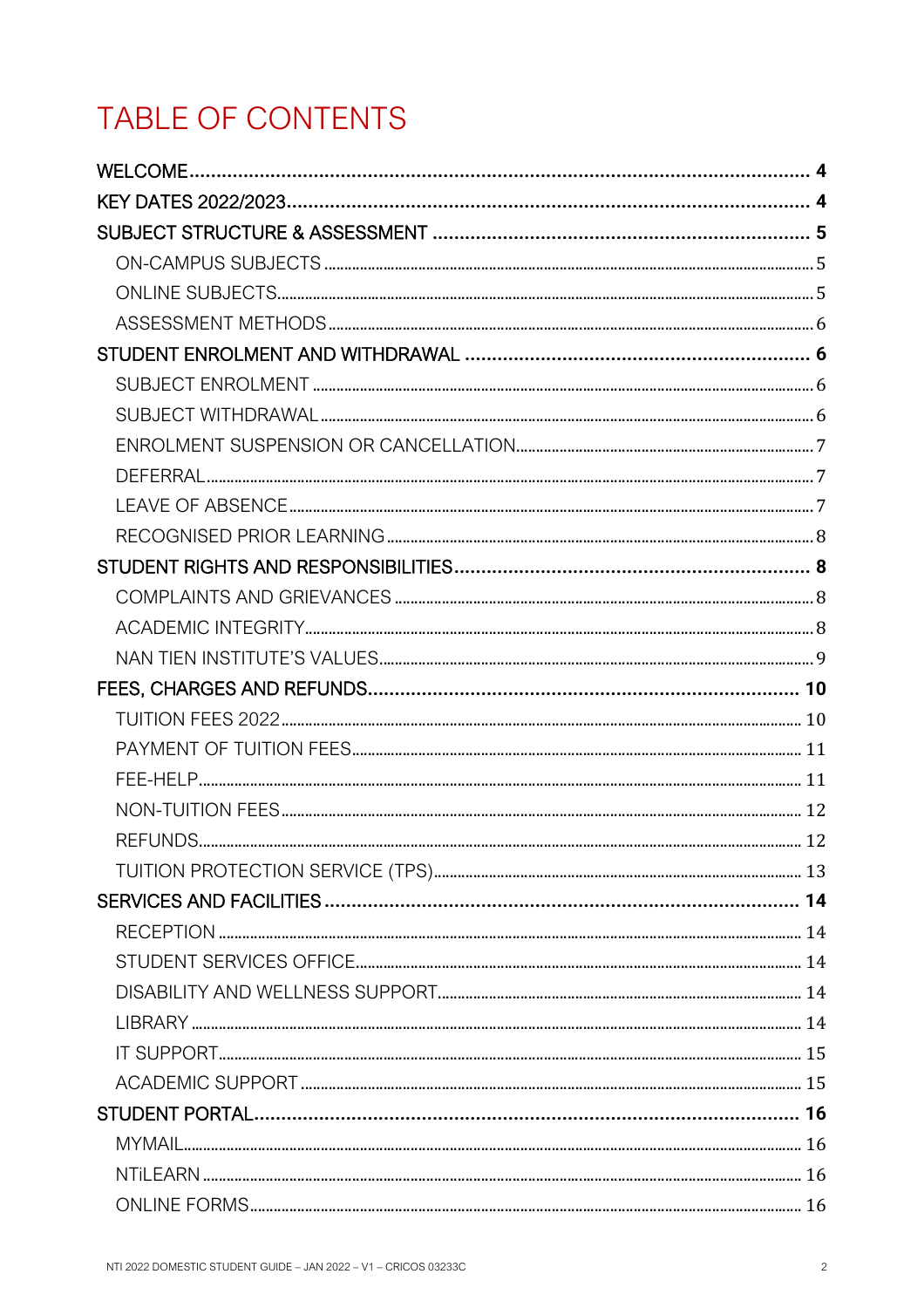# TABLE OF CONTENTS

- WELCOME ..... 4
- KEY DATES 2022/2023 ..... 4
- SUBJECT STRUCTURE & ASSESSMENT ..... 5
  - ON-CAMPUS SUBJECTS ..... 5
  - ONLINE SUBJECTS ..... 5
  - ASSESSMENT METHODS ..... 6
- STUDENT ENROLMENT AND WITHDRAWAL ..... 6
  - SUBJECT ENROLMENT ..... 6
  - SUBJECT WITHDRAWAL ..... 6
  - ENROLMENT SUSPENSION OR CANCELLATION ..... 7
  - DEFERRAL ..... 7
  - LEAVE OF ABSENCE ..... 7
  - RECOGNISED PRIOR LEARNING ..... 8
- STUDENT RIGHTS AND RESPONSIBILITIES ..... 8
  - COMPLAINTS AND GRIEVANCES ..... 8
  - ACADEMIC INTEGRITY ..... 8
  - NAN TIEN INSTITUTE'S VALUES ..... 9
- FEES, CHARGES AND REFUNDS ..... 10
  - TUITION FEES 2022 ..... 10
  - PAYMENT OF TUITION FEES ..... 11
  - FEE-HELP ..... 11
  - NON-TUITION FEES ..... 12
  - REFUNDS ..... 12
  - TUITION PROTECTION SERVICE (TPS) ..... 13
- SERVICES AND FACILITIES ..... 14
  - RECEPTION ..... 14
  - STUDENT SERVICES OFFICE ..... 14
  - DISABILITY AND WELLNESS SUPPORT ..... 14
  - LIBRARY ..... 14
  - IT SUPPORT ..... 15
  - ACADEMIC SUPPORT ..... 15
- STUDENT PORTAL ..... 16
  - MYMAIL ..... 16
  - NTiLEARN ..... 16
  - ONLINE FORMS ..... 16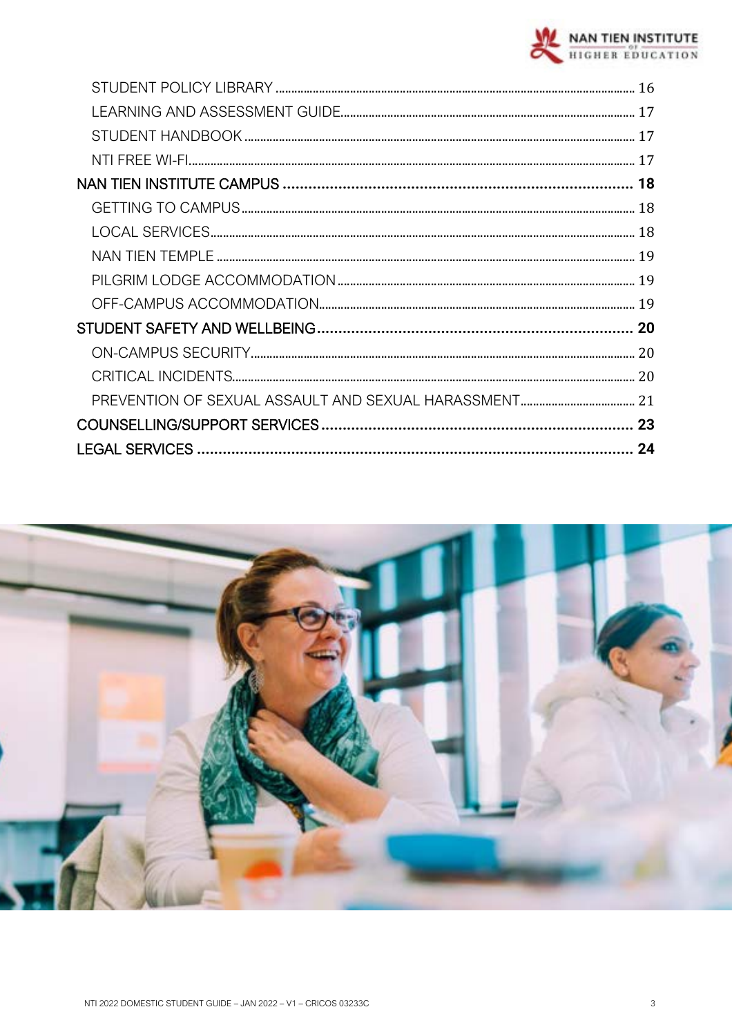- STUDENT POLICY LIBRARY ........ 16
- LEARNING AND ASSESSMENT GUIDE ........ 17
- STUDENT HANDBOOK ........ 17
- NTI FREE WI-FI ........ 17

**NAN TIEN INSTITUTE CAMPUS ........ 18**

- GETTING TO CAMPUS ........ 18
- LOCAL SERVICES ........ 18
- NAN TIEN TEMPLE ........ 19
- PILGRIM LODGE ACCOMMODATION ........ 19
- OFF-CAMPUS ACCOMMODATION ........ 19

**STUDENT SAFETY AND WELLBEING ........ 20**

- ON-CAMPUS SECURITY ........ 20
- CRITICAL INCIDENTS ........ 20
- PREVENTION OF SEXUAL ASSAULT AND SEXUAL HARASSMENT ........ 21

**COUNSELLING/SUPPORT SERVICES ........ 23**

**LEGAL SERVICES ........ 24**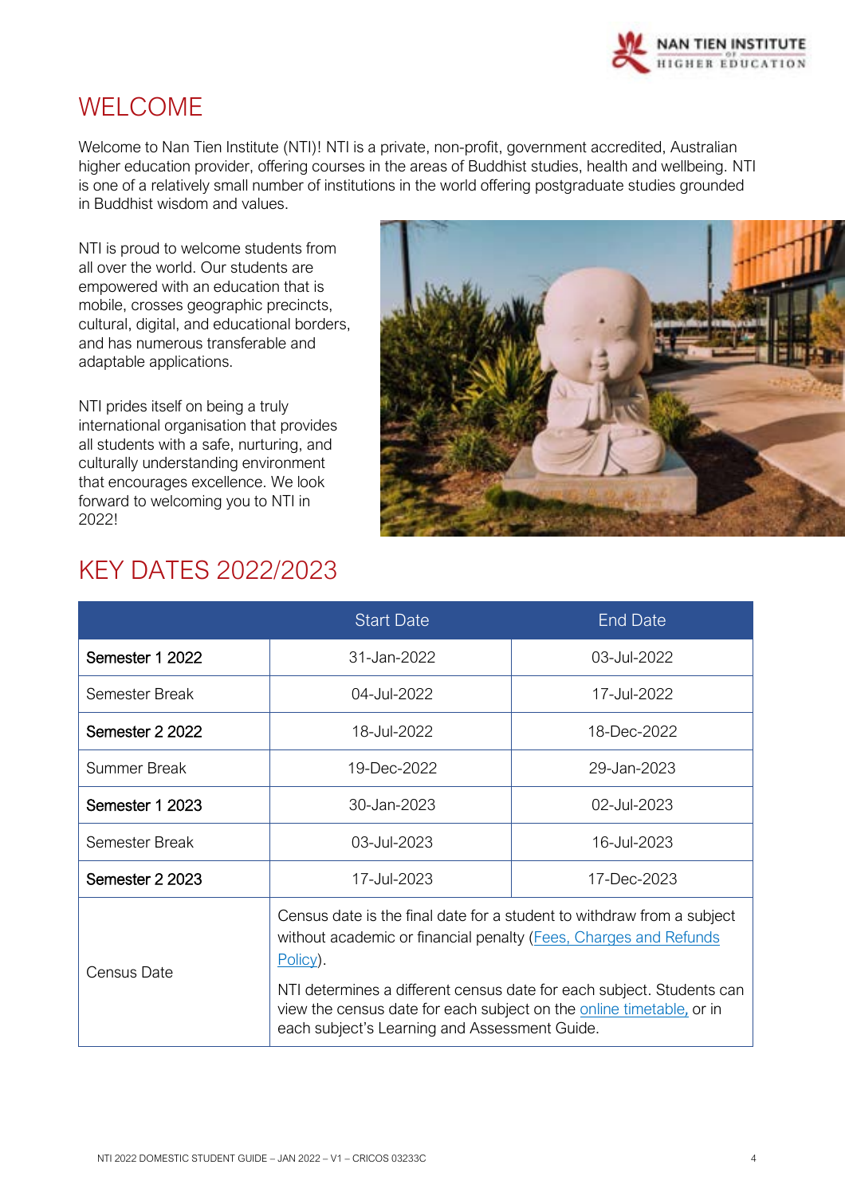# WELCOME

Welcome to Nan Tien Institute (NTI)! NTI is a private, non-profit, government accredited, Australian higher education provider, offering courses in the areas of Buddhist studies, health and wellbeing. NTI is one of a relatively small number of institutions in the world offering postgraduate studies grounded in Buddhist wisdom and values.

NTI is proud to welcome students from all over the world. Our students are empowered with an education that is mobile, crosses geographic precincts, cultural, digital, and educational borders, and has numerous transferable and adaptable applications.

NTI prides itself on being a truly international organisation that provides all students with a safe, nurturing, and culturally understanding environment that encourages excellence. We look forward to welcoming you to NTI in 2022!

# KEY DATES 2022/2023

| | Start Date | End Date |
|---|---|---|
| **Semester 1 2022** | 31-Jan-2022 | 03-Jul-2022 |
| Semester Break | 04-Jul-2022 | 17-Jul-2022 |
| **Semester 2 2022** | 18-Jul-2022 | 18-Dec-2022 |
| Summer Break | 19-Dec-2022 | 29-Jan-2023 |
| **Semester 1 2023** | 30-Jan-2023 | 02-Jul-2023 |
| Semester Break | 03-Jul-2023 | 16-Jul-2023 |
| **Semester 2 2023** | 17-Jul-2023 | 17-Dec-2023 |
| Census Date | Census date is the final date for a student to withdraw from a subject without academic or financial penalty (Fees, Charges and Refunds Policy). NTI determines a different census date for each subject. Students can view the census date for each subject on the online timetable, or in each subject's Learning and Assessment Guide. | |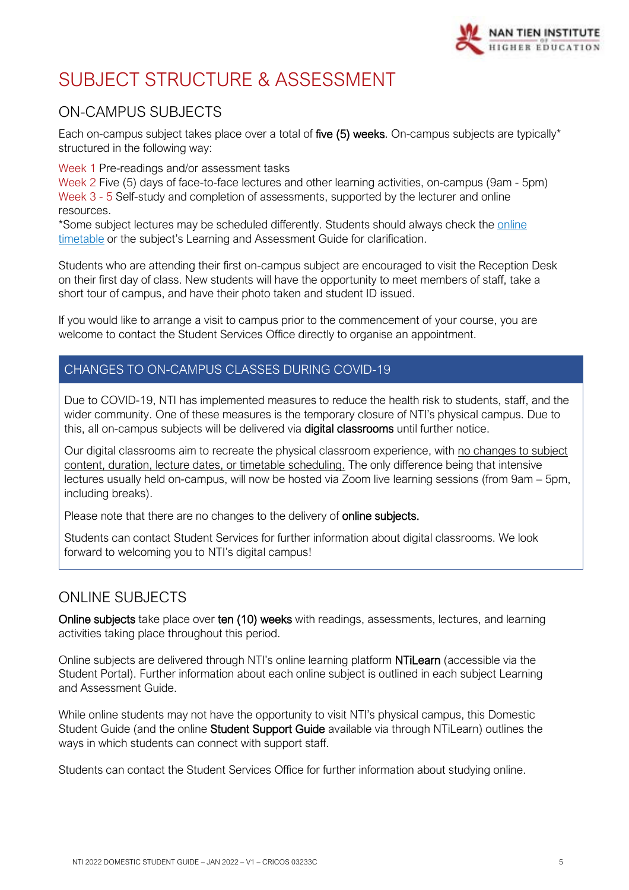# SUBJECT STRUCTURE & ASSESSMENT

## ON-CAMPUS SUBJECTS

Each on-campus subject takes place over a total of **five (5) weeks**. On-campus subjects are typically* structured in the following way:

Week 1 Pre-readings and/or assessment tasks
Week 2 Five (5) days of face-to-face lectures and other learning activities, on-campus (9am - 5pm)
Week 3 - 5 Self-study and completion of assessments, supported by the lecturer and online resources.
*Some subject lectures may be scheduled differently. Students should always check the online timetable or the subject's Learning and Assessment Guide for clarification.

Students who are attending their first on-campus subject are encouraged to visit the Reception Desk on their first day of class. New students will have the opportunity to meet members of staff, take a short tour of campus, and have their photo taken and student ID issued.

If you would like to arrange a visit to campus prior to the commencement of your course, you are welcome to contact the Student Services Office directly to organise an appointment.

### CHANGES TO ON-CAMPUS CLASSES DURING COVID-19

Due to COVID-19, NTI has implemented measures to reduce the health risk to students, staff, and the wider community. One of these measures is the temporary closure of NTI's physical campus. Due to this, all on-campus subjects will be delivered via **digital classrooms** until further notice.

Our digital classrooms aim to recreate the physical classroom experience, with no changes to subject content, duration, lecture dates, or timetable scheduling. The only difference being that intensive lectures usually held on-campus, will now be hosted via Zoom live learning sessions (from 9am – 5pm, including breaks).

Please note that there are no changes to the delivery of **online subjects.**

Students can contact Student Services for further information about digital classrooms. We look forward to welcoming you to NTI's digital campus!

## ONLINE SUBJECTS

**Online subjects** take place over **ten (10) weeks** with readings, assessments, lectures, and learning activities taking place throughout this period.

Online subjects are delivered through NTI's online learning platform **NTiLearn** (accessible via the Student Portal). Further information about each online subject is outlined in each subject Learning and Assessment Guide.

While online students may not have the opportunity to visit NTI's physical campus, this Domestic Student Guide (and the online **Student Support Guide** available via through NTiLearn) outlines the ways in which students can connect with support staff.

Students can contact the Student Services Office for further information about studying online.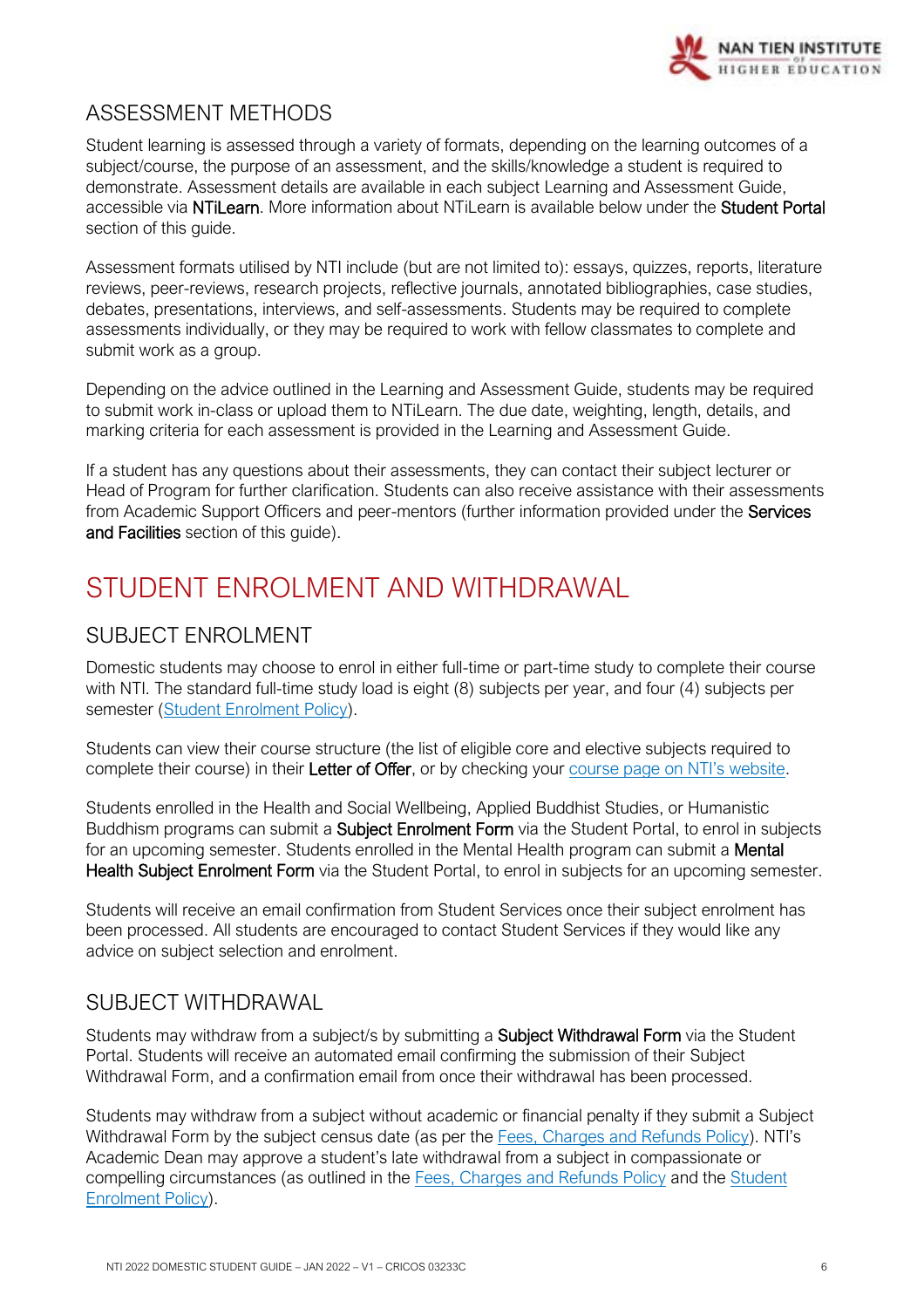## ASSESSMENT METHODS

Student learning is assessed through a variety of formats, depending on the learning outcomes of a subject/course, the purpose of an assessment, and the skills/knowledge a student is required to demonstrate. Assessment details are available in each subject Learning and Assessment Guide, accessible via **NTiLearn**. More information about NTiLearn is available below under the **Student Portal** section of this guide.

Assessment formats utilised by NTI include (but are not limited to): essays, quizzes, reports, literature reviews, peer-reviews, research projects, reflective journals, annotated bibliographies, case studies, debates, presentations, interviews, and self-assessments. Students may be required to complete assessments individually, or they may be required to work with fellow classmates to complete and submit work as a group.

Depending on the advice outlined in the Learning and Assessment Guide, students may be required to submit work in-class or upload them to NTiLearn. The due date, weighting, length, details, and marking criteria for each assessment is provided in the Learning and Assessment Guide.

If a student has any questions about their assessments, they can contact their subject lecturer or Head of Program for further clarification. Students can also receive assistance with their assessments from Academic Support Officers and peer-mentors (further information provided under the **Services and Facilities** section of this guide).

# STUDENT ENROLMENT AND WITHDRAWAL

## SUBJECT ENROLMENT

Domestic students may choose to enrol in either full-time or part-time study to complete their course with NTI. The standard full-time study load is eight (8) subjects per year, and four (4) subjects per semester (Student Enrolment Policy).

Students can view their course structure (the list of eligible core and elective subjects required to complete their course) in their **Letter of Offer**, or by checking your course page on NTI's website.

Students enrolled in the Health and Social Wellbeing, Applied Buddhist Studies, or Humanistic Buddhism programs can submit a **Subject Enrolment Form** via the Student Portal, to enrol in subjects for an upcoming semester. Students enrolled in the Mental Health program can submit a **Mental Health Subject Enrolment Form** via the Student Portal, to enrol in subjects for an upcoming semester.

Students will receive an email confirmation from Student Services once their subject enrolment has been processed. All students are encouraged to contact Student Services if they would like any advice on subject selection and enrolment.

## SUBJECT WITHDRAWAL

Students may withdraw from a subject/s by submitting a **Subject Withdrawal Form** via the Student Portal. Students will receive an automated email confirming the submission of their Subject Withdrawal Form, and a confirmation email from once their withdrawal has been processed.

Students may withdraw from a subject without academic or financial penalty if they submit a Subject Withdrawal Form by the subject census date (as per the Fees, Charges and Refunds Policy). NTI's Academic Dean may approve a student's late withdrawal from a subject in compassionate or compelling circumstances (as outlined in the Fees, Charges and Refunds Policy and the Student Enrolment Policy).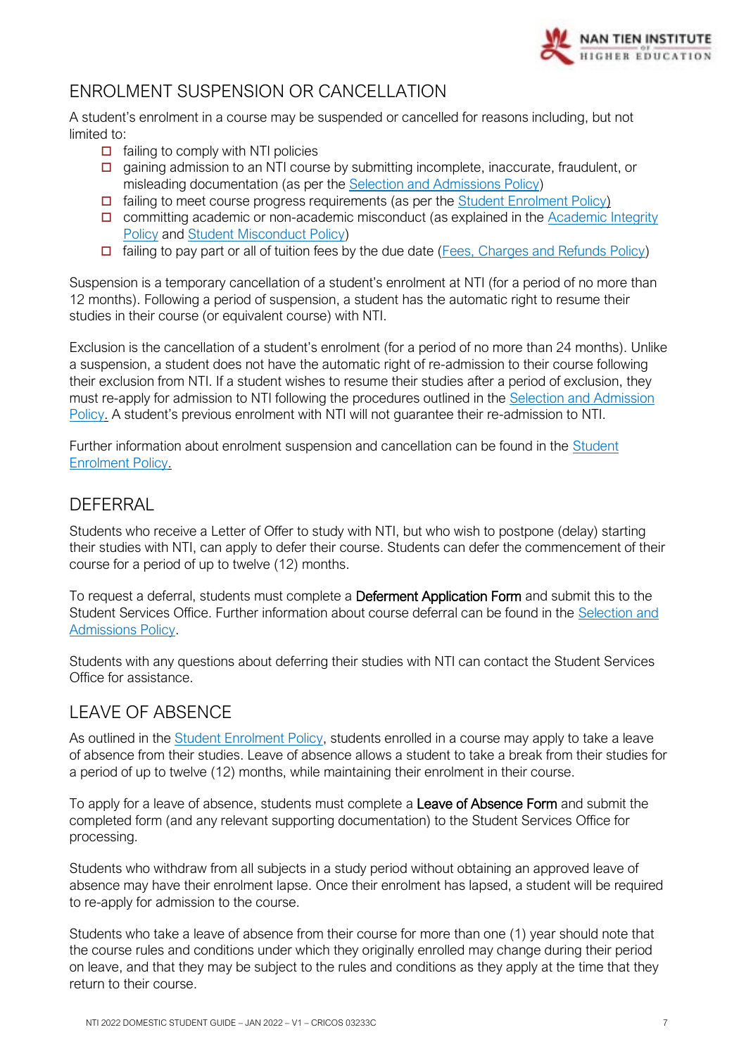## ENROLMENT SUSPENSION OR CANCELLATION

A student's enrolment in a course may be suspended or cancelled for reasons including, but not limited to:

- failing to comply with NTI policies
- gaining admission to an NTI course by submitting incomplete, inaccurate, fraudulent, or misleading documentation (as per the Selection and Admissions Policy)
- failing to meet course progress requirements (as per the Student Enrolment Policy)
- committing academic or non-academic misconduct (as explained in the Academic Integrity Policy and Student Misconduct Policy)
- failing to pay part or all of tuition fees by the due date (Fees, Charges and Refunds Policy)

Suspension is a temporary cancellation of a student's enrolment at NTI (for a period of no more than 12 months). Following a period of suspension, a student has the automatic right to resume their studies in their course (or equivalent course) with NTI.

Exclusion is the cancellation of a student's enrolment (for a period of no more than 24 months). Unlike a suspension, a student does not have the automatic right of re-admission to their course following their exclusion from NTI. If a student wishes to resume their studies after a period of exclusion, they must re-apply for admission to NTI following the procedures outlined in the Selection and Admission Policy. A student's previous enrolment with NTI will not guarantee their re-admission to NTI.

Further information about enrolment suspension and cancellation can be found in the Student Enrolment Policy.

## DEFERRAL

Students who receive a Letter of Offer to study with NTI, but who wish to postpone (delay) starting their studies with NTI, can apply to defer their course. Students can defer the commencement of their course for a period of up to twelve (12) months.

To request a deferral, students must complete a **Deferment Application Form** and submit this to the Student Services Office. Further information about course deferral can be found in the Selection and Admissions Policy.

Students with any questions about deferring their studies with NTI can contact the Student Services Office for assistance.

## LEAVE OF ABSENCE

As outlined in the Student Enrolment Policy, students enrolled in a course may apply to take a leave of absence from their studies. Leave of absence allows a student to take a break from their studies for a period of up to twelve (12) months, while maintaining their enrolment in their course.

To apply for a leave of absence, students must complete a **Leave of Absence Form** and submit the completed form (and any relevant supporting documentation) to the Student Services Office for processing.

Students who withdraw from all subjects in a study period without obtaining an approved leave of absence may have their enrolment lapse. Once their enrolment has lapsed, a student will be required to re-apply for admission to the course.

Students who take a leave of absence from their course for more than one (1) year should note that the course rules and conditions under which they originally enrolled may change during their period on leave, and that they may be subject to the rules and conditions as they apply at the time that they return to their course.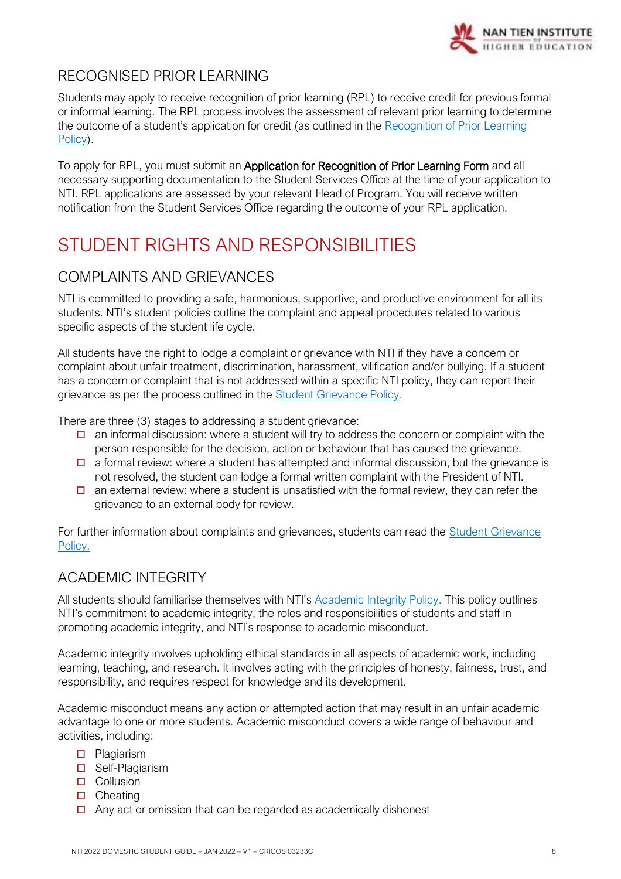## RECOGNISED PRIOR LEARNING

Students may apply to receive recognition of prior learning (RPL) to receive credit for previous formal or informal learning. The RPL process involves the assessment of relevant prior learning to determine the outcome of a student's application for credit (as outlined in the Recognition of Prior Learning Policy).

To apply for RPL, you must submit an **Application for Recognition of Prior Learning Form** and all necessary supporting documentation to the Student Services Office at the time of your application to NTI. RPL applications are assessed by your relevant Head of Program. You will receive written notification from the Student Services Office regarding the outcome of your RPL application.

# STUDENT RIGHTS AND RESPONSIBILITIES

## COMPLAINTS AND GRIEVANCES

NTI is committed to providing a safe, harmonious, supportive, and productive environment for all its students. NTI's student policies outline the complaint and appeal procedures related to various specific aspects of the student life cycle.

All students have the right to lodge a complaint or grievance with NTI if they have a concern or complaint about unfair treatment, discrimination, harassment, vilification and/or bullying. If a student has a concern or complaint that is not addressed within a specific NTI policy, they can report their grievance as per the process outlined in the Student Grievance Policy.

There are three (3) stages to addressing a student grievance:

- an informal discussion: where a student will try to address the concern or complaint with the person responsible for the decision, action or behaviour that has caused the grievance.
- a formal review: where a student has attempted and informal discussion, but the grievance is not resolved, the student can lodge a formal written complaint with the President of NTI.
- an external review: where a student is unsatisfied with the formal review, they can refer the grievance to an external body for review.

For further information about complaints and grievances, students can read the Student Grievance Policy.

## ACADEMIC INTEGRITY

All students should familiarise themselves with NTI's Academic Integrity Policy. This policy outlines NTI's commitment to academic integrity, the roles and responsibilities of students and staff in promoting academic integrity, and NTI's response to academic misconduct.

Academic integrity involves upholding ethical standards in all aspects of academic work, including learning, teaching, and research. It involves acting with the principles of honesty, fairness, trust, and responsibility, and requires respect for knowledge and its development.

Academic misconduct means any action or attempted action that may result in an unfair academic advantage to one or more students. Academic misconduct covers a wide range of behaviour and activities, including:

- Plagiarism
- Self-Plagiarism
- Collusion
- Cheating
- Any act or omission that can be regarded as academically dishonest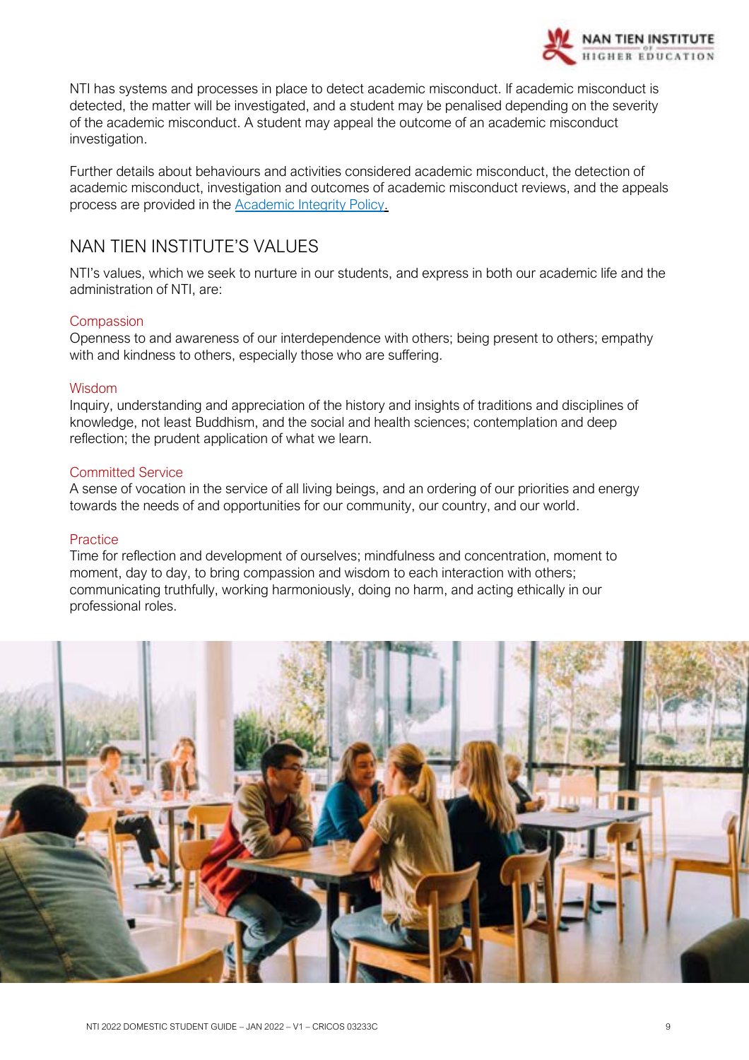NTI has systems and processes in place to detect academic misconduct. If academic misconduct is detected, the matter will be investigated, and a student may be penalised depending on the severity of the academic misconduct. A student may appeal the outcome of an academic misconduct investigation.

Further details about behaviours and activities considered academic misconduct, the detection of academic misconduct, investigation and outcomes of academic misconduct reviews, and the appeals process are provided in the [Academic Integrity Policy](Academic Integrity Policy).

## NAN TIEN INSTITUTE'S VALUES

NTI's values, which we seek to nurture in our students, and express in both our academic life and the administration of NTI, are:

### Compassion

Openness to and awareness of our interdependence with others; being present to others; empathy with and kindness to others, especially those who are suffering.

### Wisdom

Inquiry, understanding and appreciation of the history and insights of traditions and disciplines of knowledge, not least Buddhism, and the social and health sciences; contemplation and deep reflection; the prudent application of what we learn.

### Committed Service

A sense of vocation in the service of all living beings, and an ordering of our priorities and energy towards the needs of and opportunities for our community, our country, and our world.

### Practice

Time for reflection and development of ourselves; mindfulness and concentration, moment to moment, day to day, to bring compassion and wisdom to each interaction with others; communicating truthfully, working harmoniously, doing no harm, and acting ethically in our professional roles.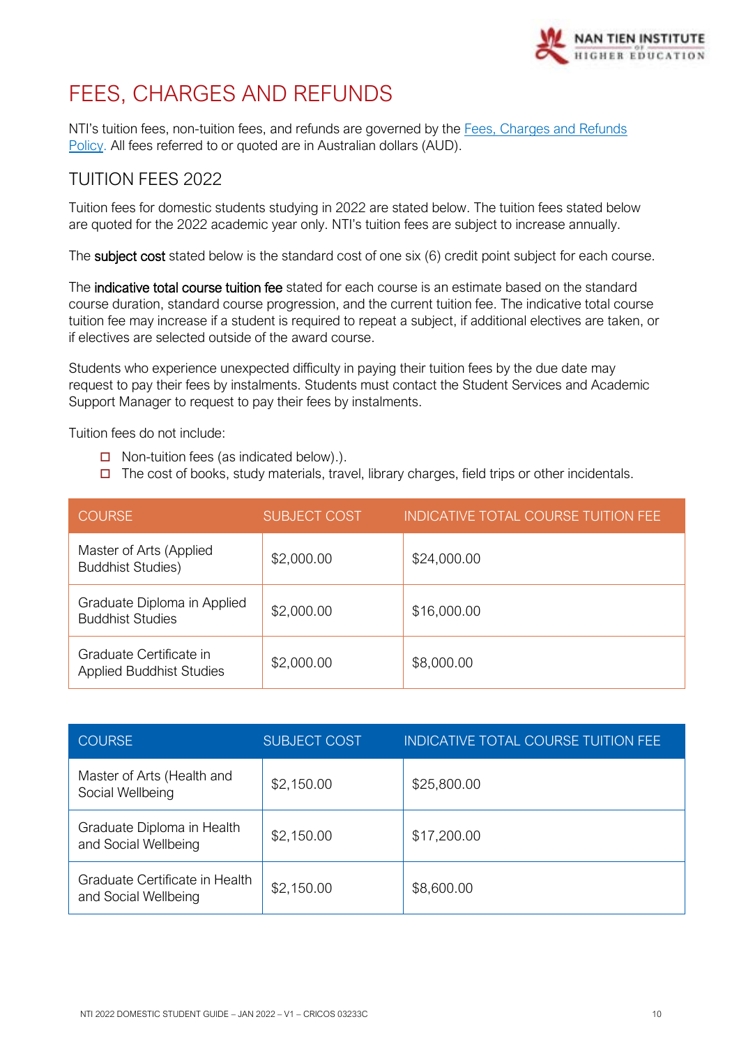# FEES, CHARGES AND REFUNDS

NTI's tuition fees, non-tuition fees, and refunds are governed by the [Fees, Charges and Refunds Policy](). All fees referred to or quoted are in Australian dollars (AUD).

## TUITION FEES 2022

Tuition fees for domestic students studying in 2022 are stated below. The tuition fees stated below are quoted for the 2022 academic year only. NTI's tuition fees are subject to increase annually.

The **subject cost** stated below is the standard cost of one six (6) credit point subject for each course.

The **indicative total course tuition fee** stated for each course is an estimate based on the standard course duration, standard course progression, and the current tuition fee. The indicative total course tuition fee may increase if a student is required to repeat a subject, if additional electives are taken, or if electives are selected outside of the award course.

Students who experience unexpected difficulty in paying their tuition fees by the due date may request to pay their fees by instalments. Students must contact the Student Services and Academic Support Manager to request to pay their fees by instalments.

Tuition fees do not include:

- Non-tuition fees (as indicated below).).
- The cost of books, study materials, travel, library charges, field trips or other incidentals.

| COURSE | SUBJECT COST | INDICATIVE TOTAL COURSE TUITION FEE |
|---|---|---|
| Master of Arts (Applied Buddhist Studies) | $2,000.00 | $24,000.00 |
| Graduate Diploma in Applied Buddhist Studies | $2,000.00 | $16,000.00 |
| Graduate Certificate in Applied Buddhist Studies | $2,000.00 | $8,000.00 |

| COURSE | SUBJECT COST | INDICATIVE TOTAL COURSE TUITION FEE |
|---|---|---|
| Master of Arts (Health and Social Wellbeing | $2,150.00 | $25,800.00 |
| Graduate Diploma in Health and Social Wellbeing | $2,150.00 | $17,200.00 |
| Graduate Certificate in Health and Social Wellbeing | $2,150.00 | $8,600.00 |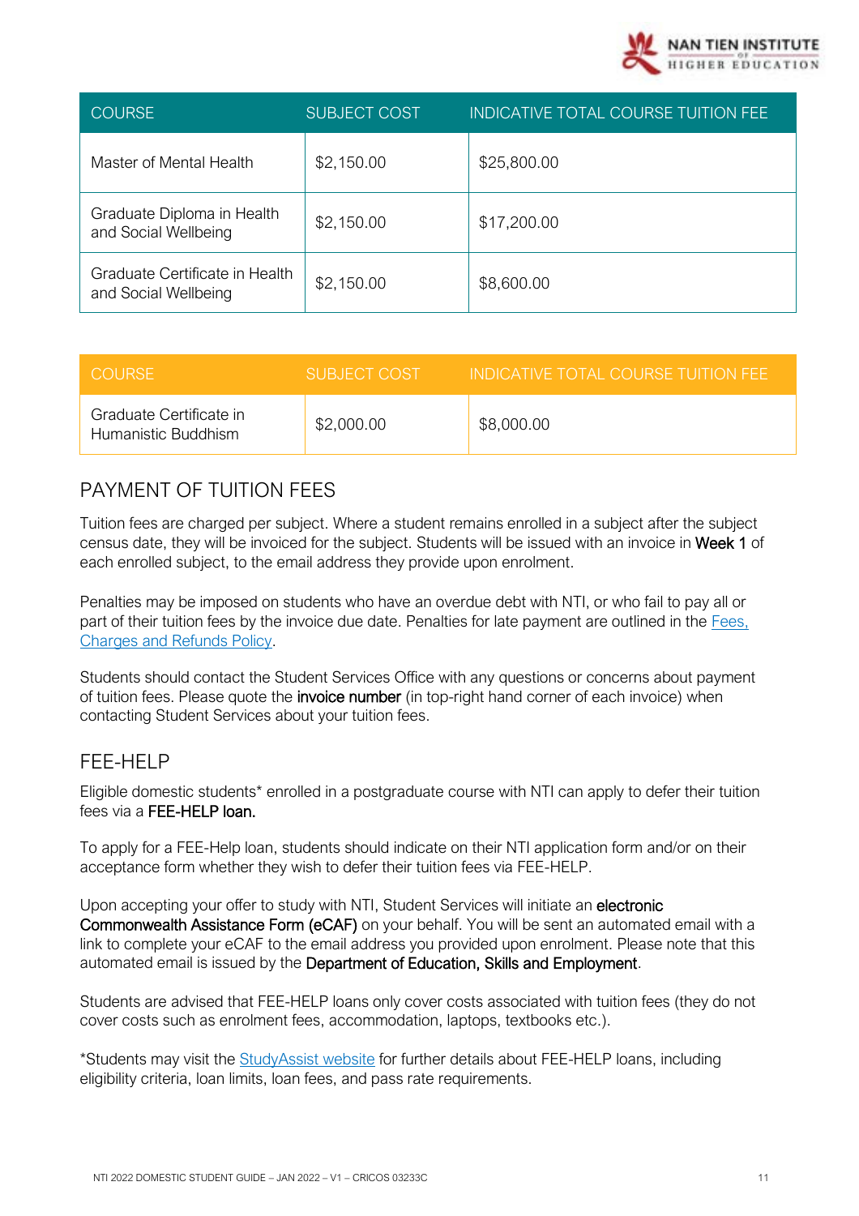| COURSE | SUBJECT COST | INDICATIVE TOTAL COURSE TUITION FEE |
| --- | --- | --- |
| Master of Mental Health | $2,150.00 | $25,800.00 |
| Graduate Diploma in Health and Social Wellbeing | $2,150.00 | $17,200.00 |
| Graduate Certificate in Health and Social Wellbeing | $2,150.00 | $8,600.00 |

| COURSE | SUBJECT COST | INDICATIVE TOTAL COURSE TUITION FEE |
| --- | --- | --- |
| Graduate Certificate in Humanistic Buddhism | $2,000.00 | $8,000.00 |

## PAYMENT OF TUITION FEES

Tuition fees are charged per subject. Where a student remains enrolled in a subject after the subject census date, they will be invoiced for the subject. Students will be issued with an invoice in **Week 1** of each enrolled subject, to the email address they provide upon enrolment.

Penalties may be imposed on students who have an overdue debt with NTI, or who fail to pay all or part of their tuition fees by the invoice due date. Penalties for late payment are outlined in the Fees, Charges and Refunds Policy.

Students should contact the Student Services Office with any questions or concerns about payment of tuition fees. Please quote the **invoice number** (in top-right hand corner of each invoice) when contacting Student Services about your tuition fees.

## FEE-HELP

Eligible domestic students* enrolled in a postgraduate course with NTI can apply to defer their tuition fees via a **FEE-HELP loan.**

To apply for a FEE-Help loan, students should indicate on their NTI application form and/or on their acceptance form whether they wish to defer their tuition fees via FEE-HELP.

Upon accepting your offer to study with NTI, Student Services will initiate an **electronic Commonwealth Assistance Form (eCAF)** on your behalf. You will be sent an automated email with a link to complete your eCAF to the email address you provided upon enrolment. Please note that this automated email is issued by the **Department of Education, Skills and Employment**.

Students are advised that FEE-HELP loans only cover costs associated with tuition fees (they do not cover costs such as enrolment fees, accommodation, laptops, textbooks etc.).

*Students may visit the StudyAssist website for further details about FEE-HELP loans, including eligibility criteria, loan limits, loan fees, and pass rate requirements.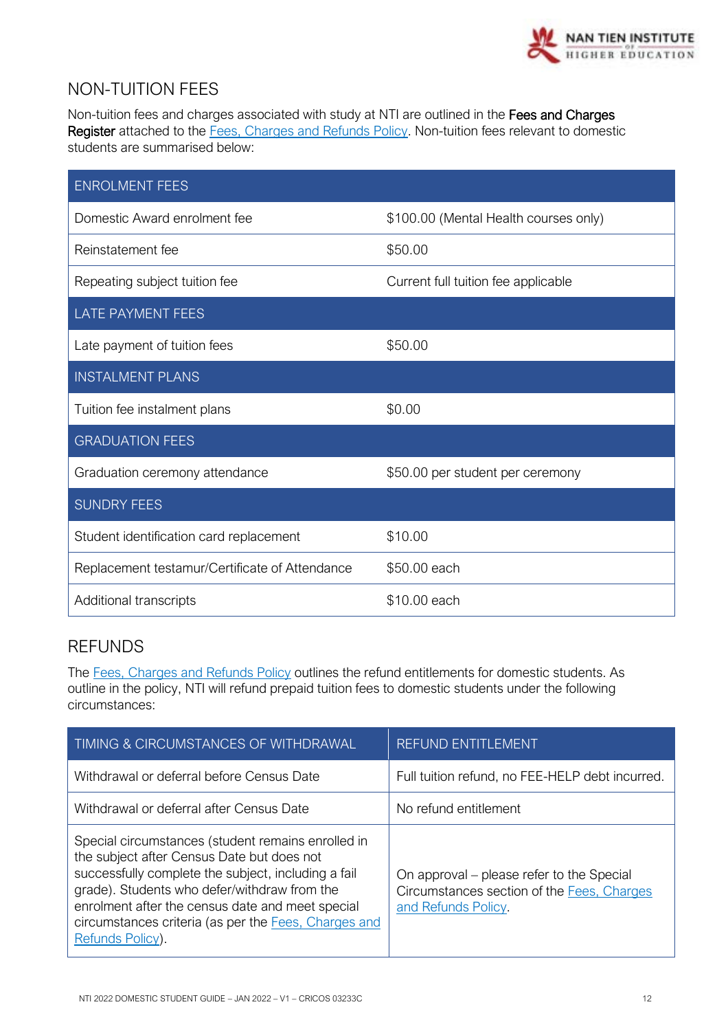## NON-TUITION FEES

Non-tuition fees and charges associated with study at NTI are outlined in the **Fees and Charges Register** attached to the [Fees, Charges and Refunds Policy](). Non-tuition fees relevant to domestic students are summarised below:

| ENROLMENT FEES | |
|---|---|
| Domestic Award enrolment fee | $100.00 (Mental Health courses only) |
| Reinstatement fee | $50.00 |
| Repeating subject tuition fee | Current full tuition fee applicable |
| **LATE PAYMENT FEES** | |
| Late payment of tuition fees | $50.00 |
| **INSTALMENT PLANS** | |
| Tuition fee instalment plans | $0.00 |
| **GRADUATION FEES** | |
| Graduation ceremony attendance | $50.00 per student per ceremony |
| **SUNDRY FEES** | |
| Student identification card replacement | $10.00 |
| Replacement testamur/Certificate of Attendance | $50.00 each |
| Additional transcripts | $10.00 each |

## REFUNDS

The Fees, Charges and Refunds Policy outlines the refund entitlements for domestic students. As outline in the policy, NTI will refund prepaid tuition fees to domestic students under the following circumstances:

| TIMING & CIRCUMSTANCES OF WITHDRAWAL | REFUND ENTITLEMENT |
|---|---|
| Withdrawal or deferral before Census Date | Full tuition refund, no FEE-HELP debt incurred. |
| Withdrawal or deferral after Census Date | No refund entitlement |
| Special circumstances (student remains enrolled in the subject after Census Date but does not successfully complete the subject, including a fail grade). Students who defer/withdraw from the enrolment after the census date and meet special circumstances criteria (as per the Fees, Charges and Refunds Policy). | On approval – please refer to the Special Circumstances section of the Fees, Charges and Refunds Policy. |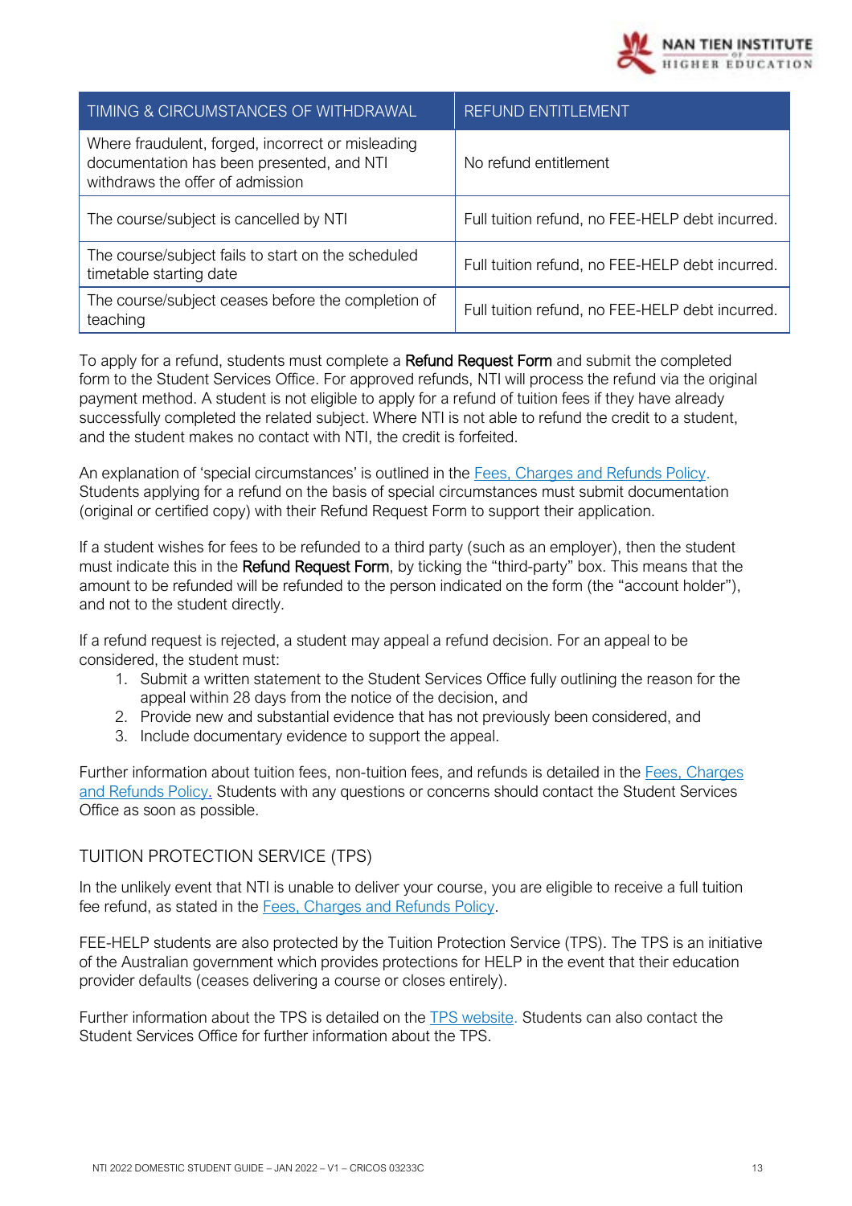| TIMING & CIRCUMSTANCES OF WITHDRAWAL | REFUND ENTITLEMENT |
| --- | --- |
| Where fraudulent, forged, incorrect or misleading documentation has been presented, and NTI withdraws the offer of admission | No refund entitlement |
| The course/subject is cancelled by NTI | Full tuition refund, no FEE-HELP debt incurred. |
| The course/subject fails to start on the scheduled timetable starting date | Full tuition refund, no FEE-HELP debt incurred. |
| The course/subject ceases before the completion of teaching | Full tuition refund, no FEE-HELP debt incurred. |

To apply for a refund, students must complete a **Refund Request Form** and submit the completed form to the Student Services Office. For approved refunds, NTI will process the refund via the original payment method. A student is not eligible to apply for a refund of tuition fees if they have already successfully completed the related subject. Where NTI is not able to refund the credit to a student, and the student makes no contact with NTI, the credit is forfeited.

An explanation of 'special circumstances' is outlined in the Fees, Charges and Refunds Policy. Students applying for a refund on the basis of special circumstances must submit documentation (original or certified copy) with their Refund Request Form to support their application.

If a student wishes for fees to be refunded to a third party (such as an employer), then the student must indicate this in the **Refund Request Form**, by ticking the "third-party" box. This means that the amount to be refunded will be refunded to the person indicated on the form (the "account holder"), and not to the student directly.

If a refund request is rejected, a student may appeal a refund decision. For an appeal to be considered, the student must:

1. Submit a written statement to the Student Services Office fully outlining the reason for the appeal within 28 days from the notice of the decision, and
2. Provide new and substantial evidence that has not previously been considered, and
3. Include documentary evidence to support the appeal.

Further information about tuition fees, non-tuition fees, and refunds is detailed in the Fees, Charges and Refunds Policy. Students with any questions or concerns should contact the Student Services Office as soon as possible.

## TUITION PROTECTION SERVICE (TPS)

In the unlikely event that NTI is unable to deliver your course, you are eligible to receive a full tuition fee refund, as stated in the Fees, Charges and Refunds Policy.

FEE-HELP students are also protected by the Tuition Protection Service (TPS). The TPS is an initiative of the Australian government which provides protections for HELP in the event that their education provider defaults (ceases delivering a course or closes entirely).

Further information about the TPS is detailed on the TPS website. Students can also contact the Student Services Office for further information about the TPS.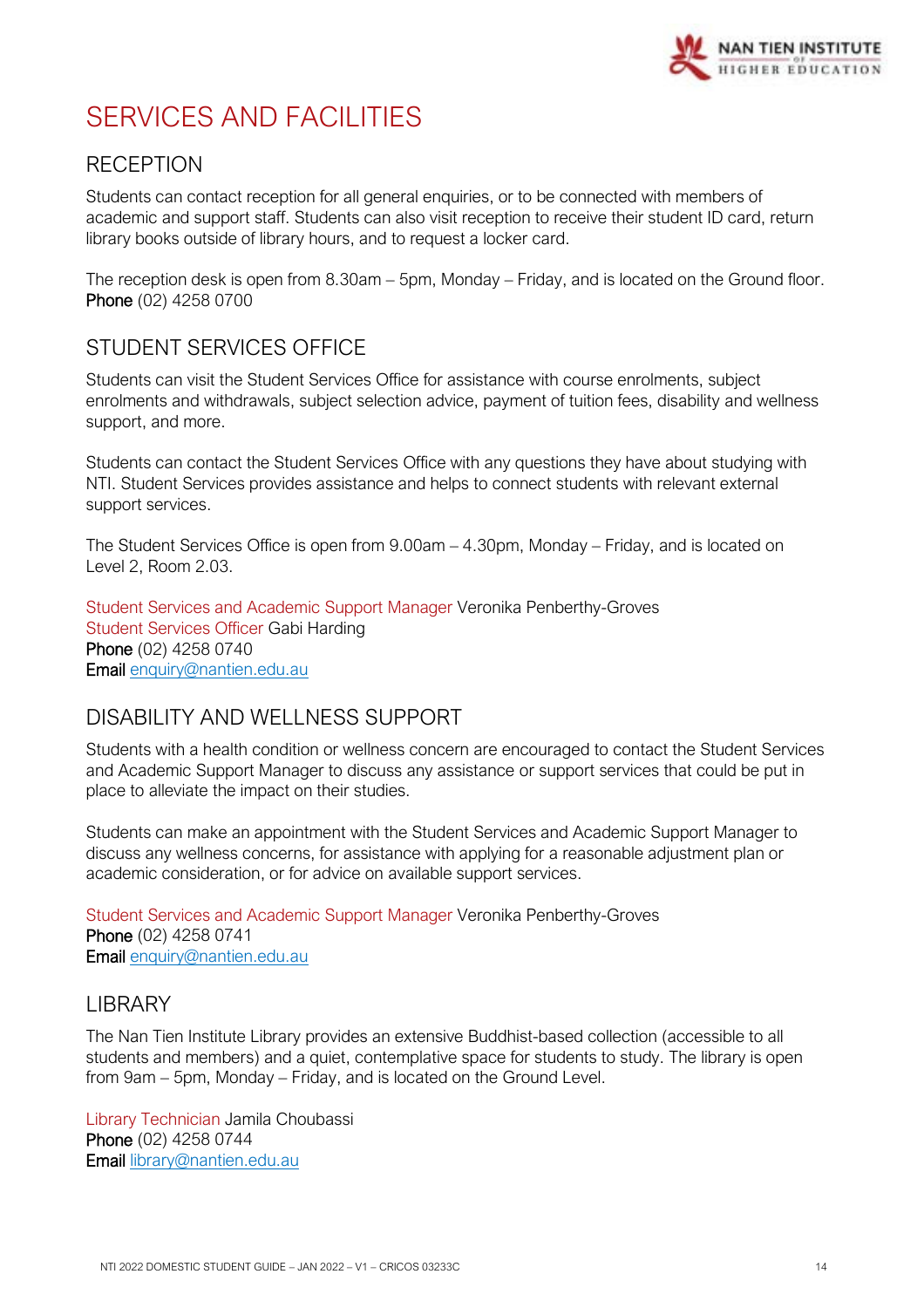# SERVICES AND FACILITIES

## RECEPTION

Students can contact reception for all general enquiries, or to be connected with members of academic and support staff. Students can also visit reception to receive their student ID card, return library books outside of library hours, and to request a locker card.

The reception desk is open from 8.30am – 5pm, Monday – Friday, and is located on the Ground floor.
**Phone** (02) 4258 0700

## STUDENT SERVICES OFFICE

Students can visit the Student Services Office for assistance with course enrolments, subject enrolments and withdrawals, subject selection advice, payment of tuition fees, disability and wellness support, and more.

Students can contact the Student Services Office with any questions they have about studying with NTI. Student Services provides assistance and helps to connect students with relevant external support services.

The Student Services Office is open from 9.00am – 4.30pm, Monday – Friday, and is located on Level 2, Room 2.03.

Student Services and Academic Support Manager Veronika Penberthy-Groves
Student Services Officer Gabi Harding
**Phone** (02) 4258 0740
**Email** enquiry@nantien.edu.au

## DISABILITY AND WELLNESS SUPPORT

Students with a health condition or wellness concern are encouraged to contact the Student Services and Academic Support Manager to discuss any assistance or support services that could be put in place to alleviate the impact on their studies.

Students can make an appointment with the Student Services and Academic Support Manager to discuss any wellness concerns, for assistance with applying for a reasonable adjustment plan or academic consideration, or for advice on available support services.

Student Services and Academic Support Manager Veronika Penberthy-Groves
**Phone** (02) 4258 0741
**Email** enquiry@nantien.edu.au

## LIBRARY

The Nan Tien Institute Library provides an extensive Buddhist-based collection (accessible to all students and members) and a quiet, contemplative space for students to study. The library is open from 9am – 5pm, Monday – Friday, and is located on the Ground Level.

Library Technician Jamila Choubassi
**Phone** (02) 4258 0744
**Email** library@nantien.edu.au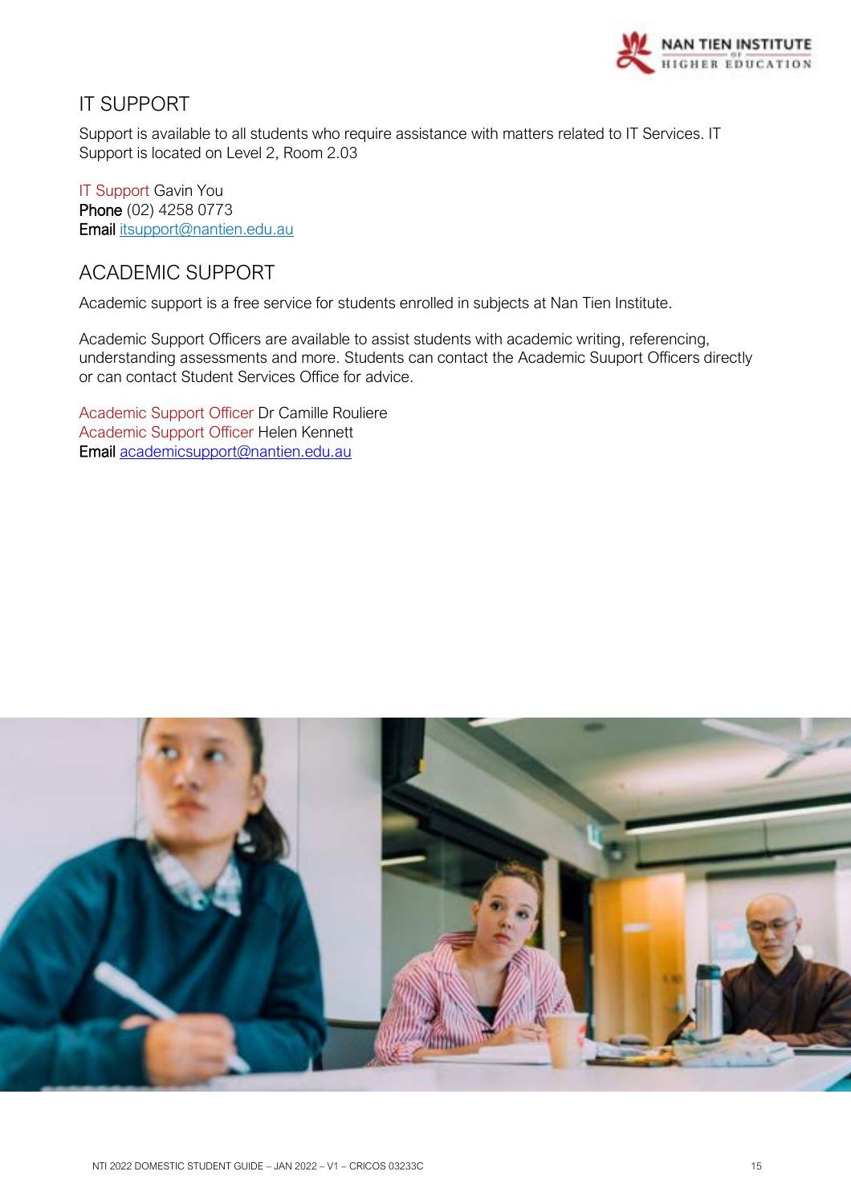## IT SUPPORT

Support is available to all students who require assistance with matters related to IT Services. IT Support is located on Level 2, Room 2.03

IT Support Gavin You
**Phone** (02) 4258 0773
**Email** itsupport@nantien.edu.au

## ACADEMIC SUPPORT

Academic support is a free service for students enrolled in subjects at Nan Tien Institute.

Academic Support Officers are available to assist students with academic writing, referencing, understanding assessments and more. Students can contact the Academic Suuport Officers directly or can contact Student Services Office for advice.

Academic Support Officer Dr Camille Rouliere
Academic Support Officer Helen Kennett
**Email** academicsupport@nantien.edu.au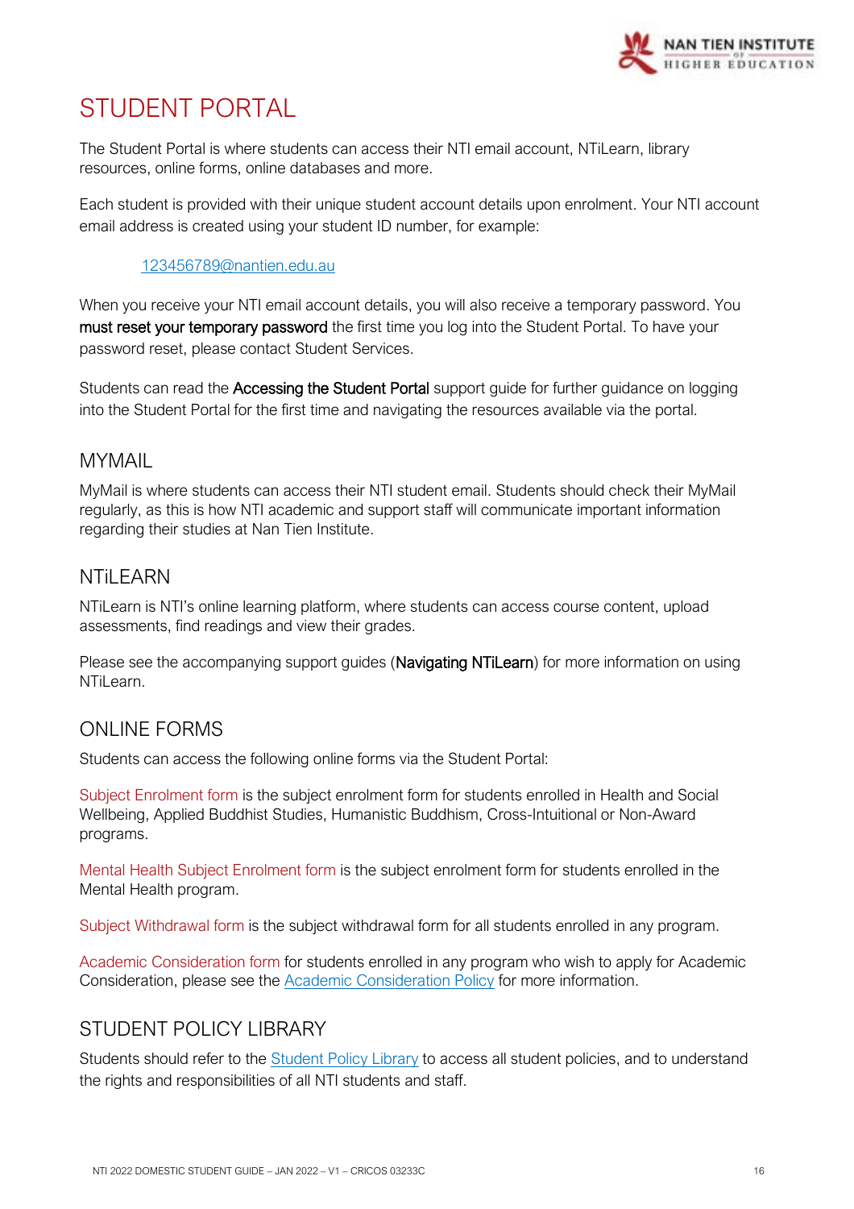# STUDENT PORTAL

The Student Portal is where students can access their NTI email account, NTiLearn, library resources, online forms, online databases and more.

Each student is provided with their unique student account details upon enrolment. Your NTI account email address is created using your student ID number, for example:

123456789@nantien.edu.au

When you receive your NTI email account details, you will also receive a temporary password. You **must reset your temporary password** the first time you log into the Student Portal. To have your password reset, please contact Student Services.

Students can read the **Accessing the Student Portal** support guide for further guidance on logging into the Student Portal for the first time and navigating the resources available via the portal.

## MYMAIL

MyMail is where students can access their NTI student email. Students should check their MyMail regularly, as this is how NTI academic and support staff will communicate important information regarding their studies at Nan Tien Institute.

## NTiLEARN

NTiLearn is NTI's online learning platform, where students can access course content, upload assessments, find readings and view their grades.

Please see the accompanying support guides (**Navigating NTiLearn**) for more information on using NTiLearn.

## ONLINE FORMS

Students can access the following online forms via the Student Portal:

Subject Enrolment form is the subject enrolment form for students enrolled in Health and Social Wellbeing, Applied Buddhist Studies, Humanistic Buddhism, Cross-Intuitional or Non-Award programs.

Mental Health Subject Enrolment form is the subject enrolment form for students enrolled in the Mental Health program.

Subject Withdrawal form is the subject withdrawal form for all students enrolled in any program.

Academic Consideration form for students enrolled in any program who wish to apply for Academic Consideration, please see the Academic Consideration Policy for more information.

## STUDENT POLICY LIBRARY

Students should refer to the Student Policy Library to access all student policies, and to understand the rights and responsibilities of all NTI students and staff.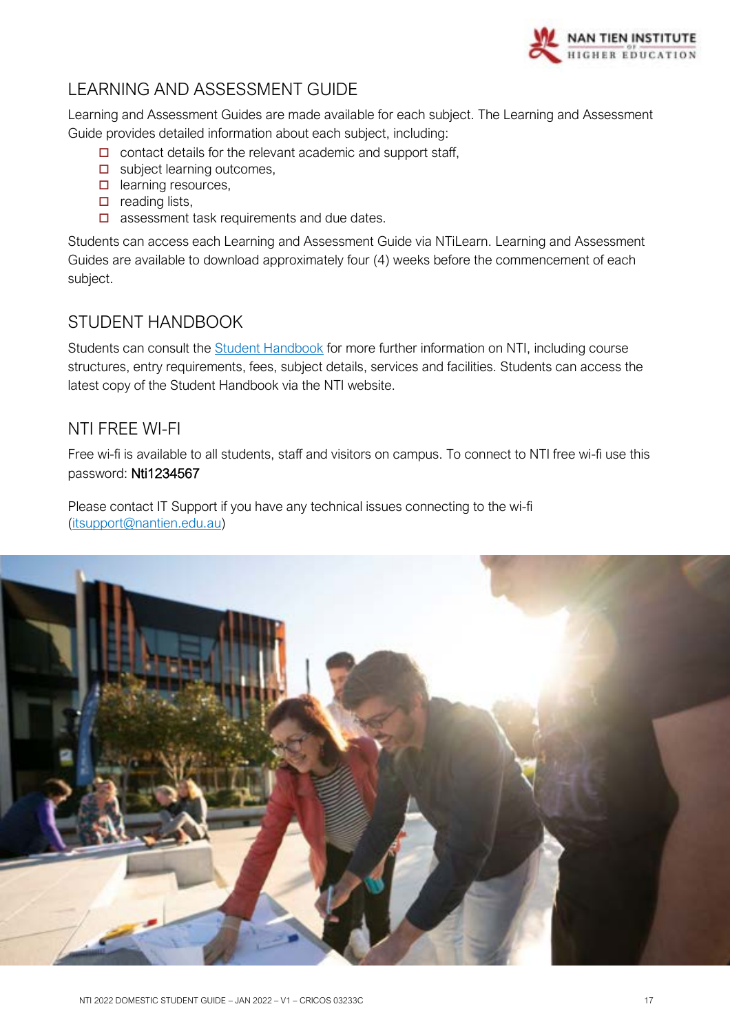## LEARNING AND ASSESSMENT GUIDE

Learning and Assessment Guides are made available for each subject. The Learning and Assessment Guide provides detailed information about each subject, including:

- contact details for the relevant academic and support staff,
- subject learning outcomes,
- learning resources,
- reading lists,
- assessment task requirements and due dates.

Students can access each Learning and Assessment Guide via NTiLearn. Learning and Assessment Guides are available to download approximately four (4) weeks before the commencement of each subject.

## STUDENT HANDBOOK

Students can consult the Student Handbook for more further information on NTI, including course structures, entry requirements, fees, subject details, services and facilities. Students can access the latest copy of the Student Handbook via the NTI website.

## NTI FREE WI-FI

Free wi-fi is available to all students, staff and visitors on campus. To connect to NTI free wi-fi use this password: Nti1234567

Please contact IT Support if you have any technical issues connecting to the wi-fi (itsupport@nantien.edu.au)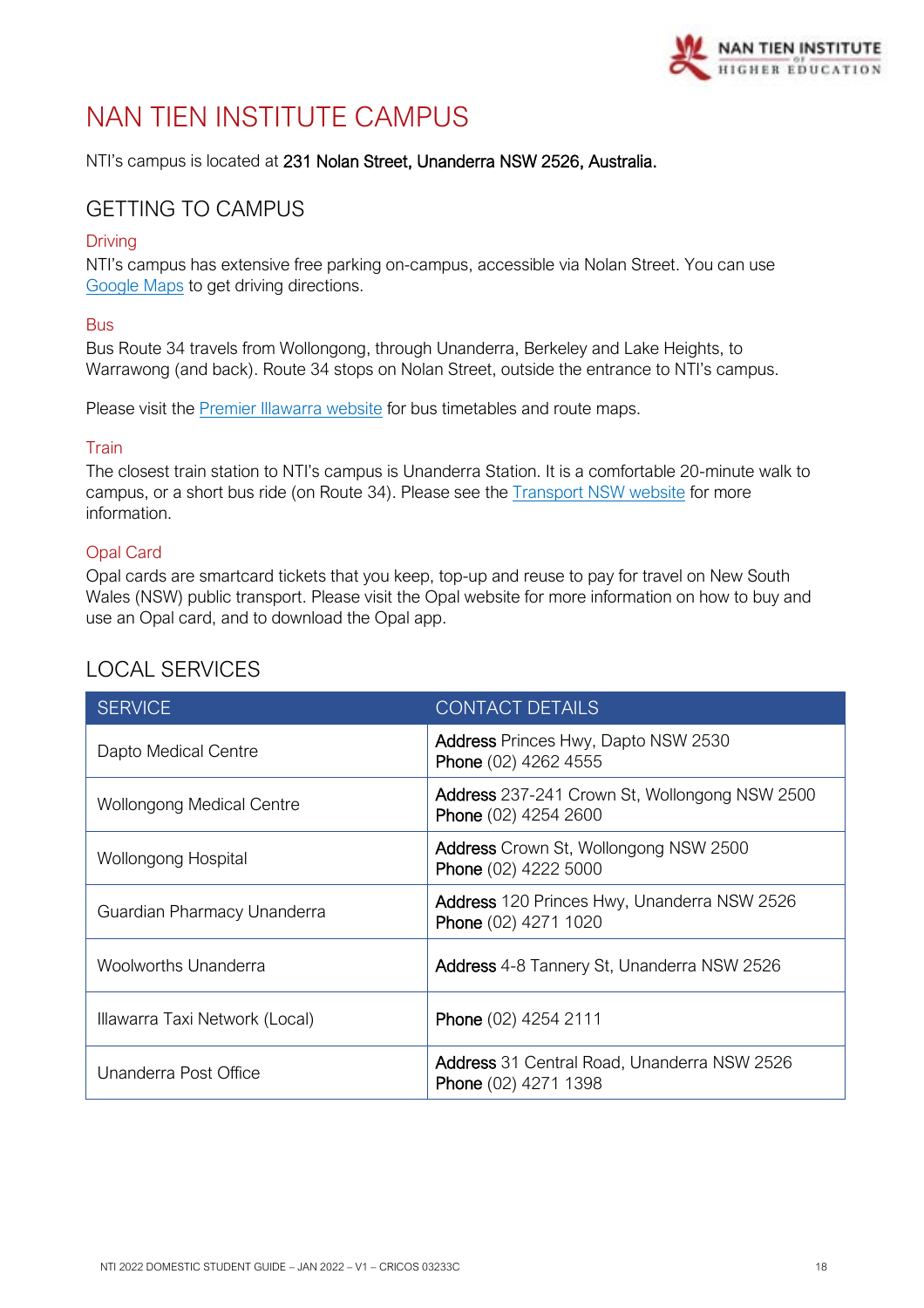# NAN TIEN INSTITUTE CAMPUS

NTI's campus is located at **231 Nolan Street, Unanderra NSW 2526, Australia.**

## GETTING TO CAMPUS

### Driving

NTI's campus has extensive free parking on-campus, accessible via Nolan Street. You can use Google Maps to get driving directions.

### Bus

Bus Route 34 travels from Wollongong, through Unanderra, Berkeley and Lake Heights, to Warrawong (and back). Route 34 stops on Nolan Street, outside the entrance to NTI's campus.

Please visit the Premier Illawarra website for bus timetables and route maps.

### Train

The closest train station to NTI's campus is Unanderra Station. It is a comfortable 20-minute walk to campus, or a short bus ride (on Route 34). Please see the Transport NSW website for more information.

### Opal Card

Opal cards are smartcard tickets that you keep, top-up and reuse to pay for travel on New South Wales (NSW) public transport. Please visit the Opal website for more information on how to buy and use an Opal card, and to download the Opal app.

## LOCAL SERVICES

| SERVICE | CONTACT DETAILS |
|---|---|
| Dapto Medical Centre | **Address** Princes Hwy, Dapto NSW 2530<br>**Phone** (02) 4262 4555 |
| Wollongong Medical Centre | **Address** 237-241 Crown St, Wollongong NSW 2500<br>**Phone** (02) 4254 2600 |
| Wollongong Hospital | **Address** Crown St, Wollongong NSW 2500<br>**Phone** (02) 4222 5000 |
| Guardian Pharmacy Unanderra | **Address** 120 Princes Hwy, Unanderra NSW 2526<br>**Phone** (02) 4271 1020 |
| Woolworths Unanderra | **Address** 4-8 Tannery St, Unanderra NSW 2526 |
| Illawarra Taxi Network (Local) | **Phone** (02) 4254 2111 |
| Unanderra Post Office | **Address** 31 Central Road, Unanderra NSW 2526<br>**Phone** (02) 4271 1398 |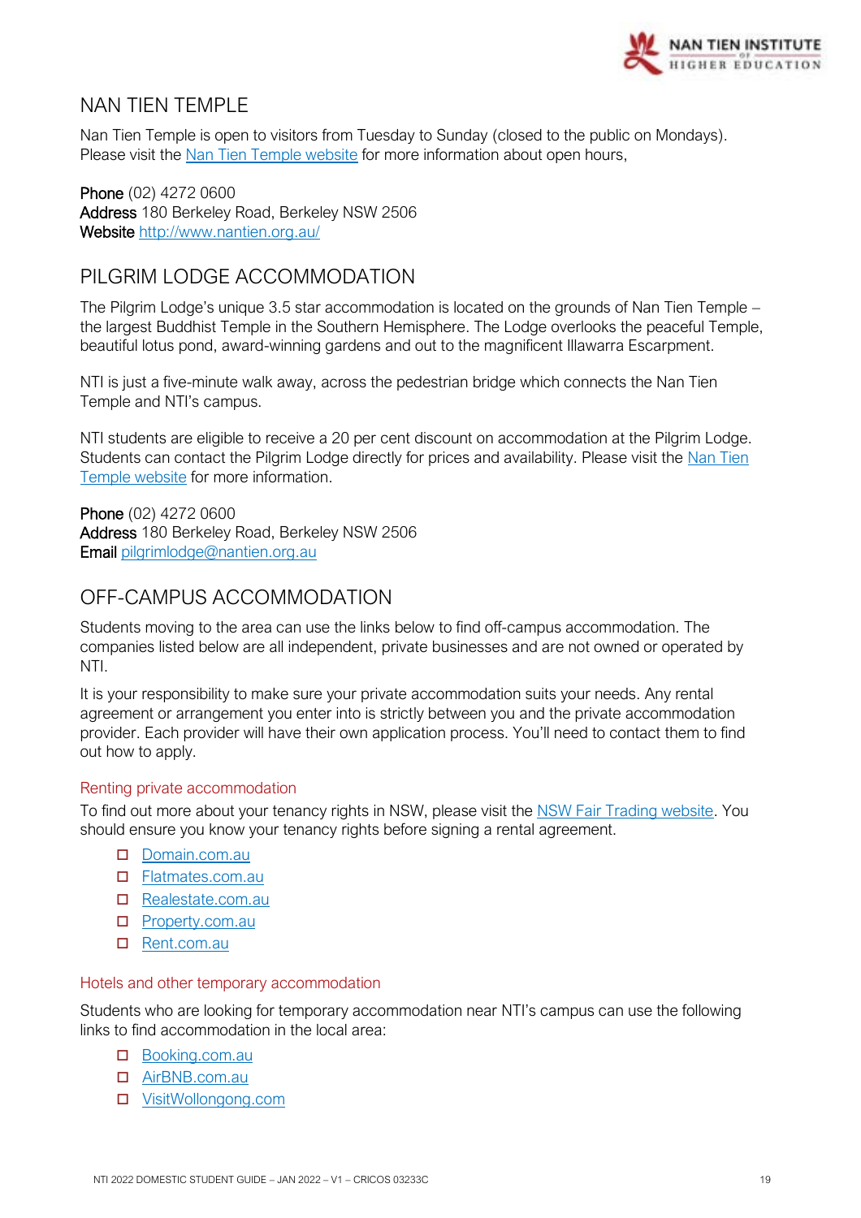## NAN TIEN TEMPLE

Nan Tien Temple is open to visitors from Tuesday to Sunday (closed to the public on Mondays). Please visit the Nan Tien Temple website for more information about open hours,

**Phone** (02) 4272 0600
**Address** 180 Berkeley Road, Berkeley NSW 2506
**Website** http://www.nantien.org.au/

## PILGRIM LODGE ACCOMMODATION

The Pilgrim Lodge's unique 3.5 star accommodation is located on the grounds of Nan Tien Temple – the largest Buddhist Temple in the Southern Hemisphere. The Lodge overlooks the peaceful Temple, beautiful lotus pond, award-winning gardens and out to the magnificent Illawarra Escarpment.

NTI is just a five-minute walk away, across the pedestrian bridge which connects the Nan Tien Temple and NTI's campus.

NTI students are eligible to receive a 20 per cent discount on accommodation at the Pilgrim Lodge. Students can contact the Pilgrim Lodge directly for prices and availability. Please visit the Nan Tien Temple website for more information.

**Phone** (02) 4272 0600
**Address** 180 Berkeley Road, Berkeley NSW 2506
**Email** pilgrimlodge@nantien.org.au

## OFF-CAMPUS ACCOMMODATION

Students moving to the area can use the links below to find off-campus accommodation. The companies listed below are all independent, private businesses and are not owned or operated by NTI.

It is your responsibility to make sure your private accommodation suits your needs. Any rental agreement or arrangement you enter into is strictly between you and the private accommodation provider. Each provider will have their own application process. You'll need to contact them to find out how to apply.

### Renting private accommodation

To find out more about your tenancy rights in NSW, please visit the NSW Fair Trading website. You should ensure you know your tenancy rights before signing a rental agreement.

- Domain.com.au
- Flatmates.com.au
- Realestate.com.au
- Property.com.au
- Rent.com.au

### Hotels and other temporary accommodation

Students who are looking for temporary accommodation near NTI's campus can use the following links to find accommodation in the local area:

- Booking.com.au
- AirBNB.com.au
- VisitWollongong.com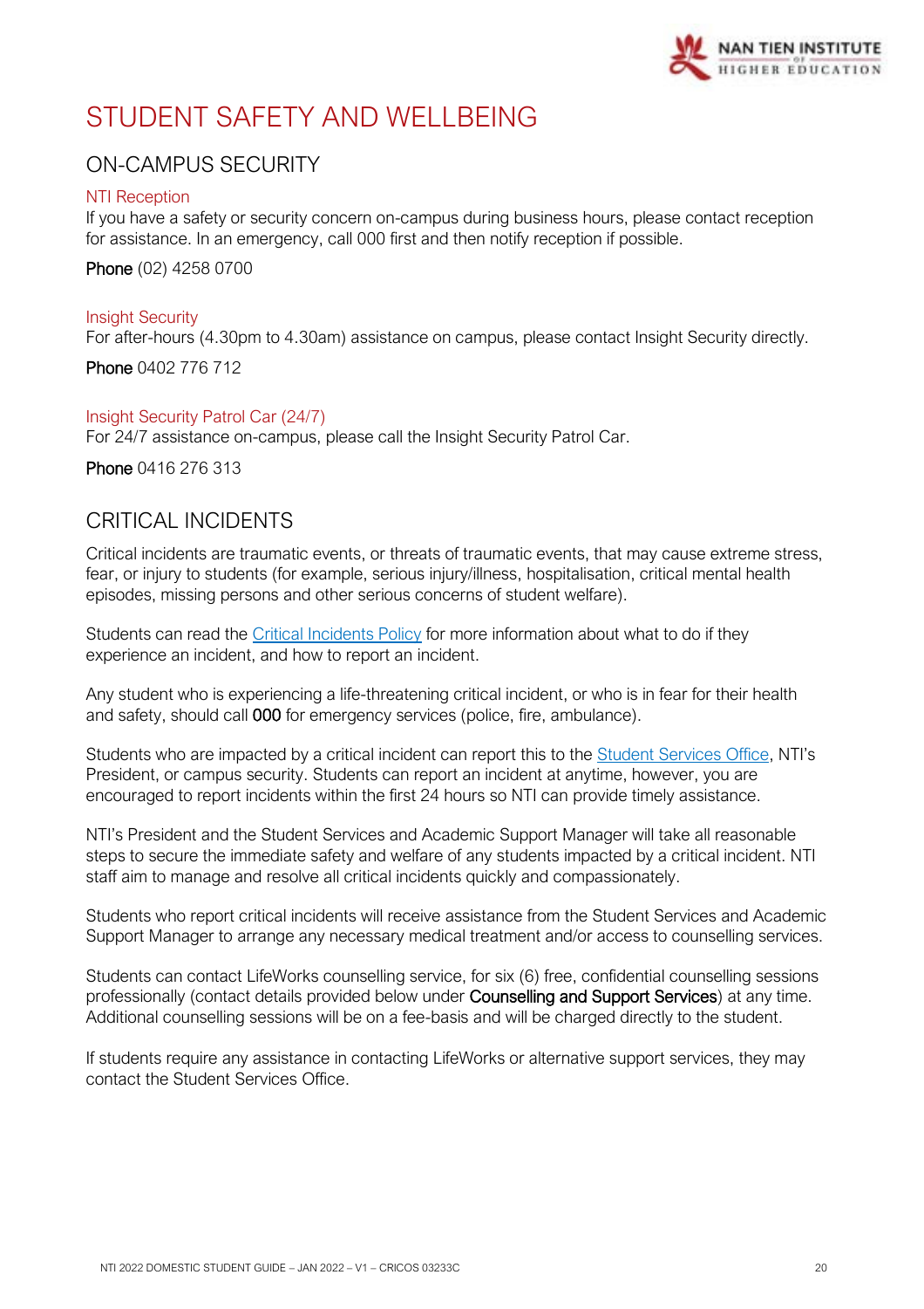# STUDENT SAFETY AND WELLBEING

## ON-CAMPUS SECURITY

### NTI Reception

If you have a safety or security concern on-campus during business hours, please contact reception for assistance. In an emergency, call 000 first and then notify reception if possible.

**Phone** (02) 4258 0700

### Insight Security

For after-hours (4.30pm to 4.30am) assistance on campus, please contact Insight Security directly.

**Phone** 0402 776 712

### Insight Security Patrol Car (24/7)

For 24/7 assistance on-campus, please call the Insight Security Patrol Car.

**Phone** 0416 276 313

## CRITICAL INCIDENTS

Critical incidents are traumatic events, or threats of traumatic events, that may cause extreme stress, fear, or injury to students (for example, serious injury/illness, hospitalisation, critical mental health episodes, missing persons and other serious concerns of student welfare).

Students can read the Critical Incidents Policy for more information about what to do if they experience an incident, and how to report an incident.

Any student who is experiencing a life-threatening critical incident, or who is in fear for their health and safety, should call **000** for emergency services (police, fire, ambulance).

Students who are impacted by a critical incident can report this to the Student Services Office, NTI's President, or campus security. Students can report an incident at anytime, however, you are encouraged to report incidents within the first 24 hours so NTI can provide timely assistance.

NTI's President and the Student Services and Academic Support Manager will take all reasonable steps to secure the immediate safety and welfare of any students impacted by a critical incident. NTI staff aim to manage and resolve all critical incidents quickly and compassionately.

Students who report critical incidents will receive assistance from the Student Services and Academic Support Manager to arrange any necessary medical treatment and/or access to counselling services.

Students can contact LifeWorks counselling service, for six (6) free, confidential counselling sessions professionally (contact details provided below under **Counselling and Support Services**) at any time. Additional counselling sessions will be on a fee-basis and will be charged directly to the student.

If students require any assistance in contacting LifeWorks or alternative support services, they may contact the Student Services Office.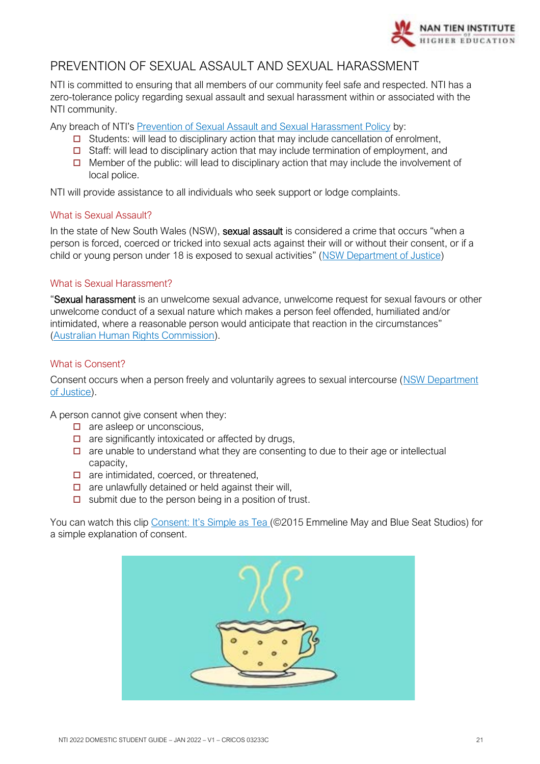# PREVENTION OF SEXUAL ASSAULT AND SEXUAL HARASSMENT

NTI is committed to ensuring that all members of our community feel safe and respected. NTI has a zero-tolerance policy regarding sexual assault and sexual harassment within or associated with the NTI community.

Any breach of NTI's Prevention of Sexual Assault and Sexual Harassment Policy by:

- Students: will lead to disciplinary action that may include cancellation of enrolment,
- Staff: will lead to disciplinary action that may include termination of employment, and
- Member of the public: will lead to disciplinary action that may include the involvement of local police.

NTI will provide assistance to all individuals who seek support or lodge complaints.

## What is Sexual Assault?

In the state of New South Wales (NSW), **sexual assault** is considered a crime that occurs "when a person is forced, coerced or tricked into sexual acts against their will or without their consent, or if a child or young person under 18 is exposed to sexual activities" (NSW Department of Justice)

## What is Sexual Harassment?

"**Sexual harassment** is an unwelcome sexual advance, unwelcome request for sexual favours or other unwelcome conduct of a sexual nature which makes a person feel offended, humiliated and/or intimidated, where a reasonable person would anticipate that reaction in the circumstances" (Australian Human Rights Commission).

## What is Consent?

Consent occurs when a person freely and voluntarily agrees to sexual intercourse (NSW Department of Justice).

A person cannot give consent when they:

- are asleep or unconscious,
- are significantly intoxicated or affected by drugs,
- are unable to understand what they are consenting to due to their age or intellectual capacity,
- are intimidated, coerced, or threatened,
- are unlawfully detained or held against their will,
- submit due to the person being in a position of trust.

You can watch this clip Consent: It's Simple as Tea (©2015 Emmeline May and Blue Seat Studios) for a simple explanation of consent.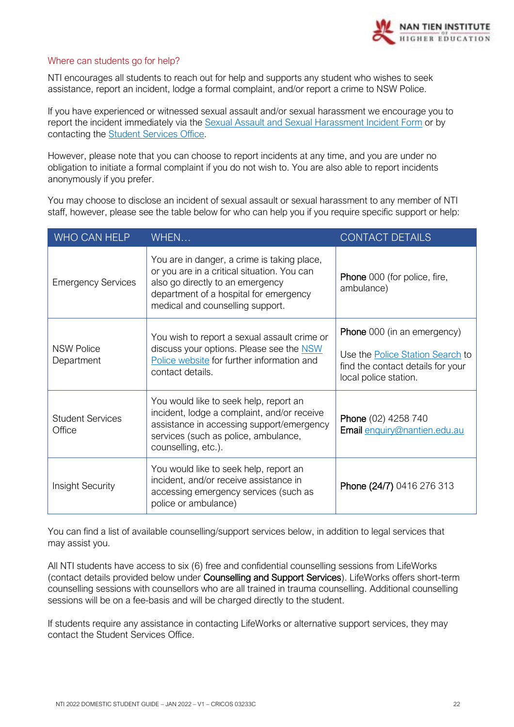## Where can students go for help?

NTI encourages all students to reach out for help and supports any student who wishes to seek assistance, report an incident, lodge a formal complaint, and/or report a crime to NSW Police.

If you have experienced or witnessed sexual assault and/or sexual harassment we encourage you to report the incident immediately via the Sexual Assault and Sexual Harassment Incident Form or by contacting the Student Services Office.

However, please note that you can choose to report incidents at any time, and you are under no obligation to initiate a formal complaint if you do not wish to. You are also able to report incidents anonymously if you prefer.

You may choose to disclose an incident of sexual assault or sexual harassment to any member of NTI staff, however, please see the table below for who can help you if you require specific support or help:

| WHO CAN HELP | WHEN… | CONTACT DETAILS |
|---|---|---|
| Emergency Services | You are in danger, a crime is taking place, or you are in a critical situation. You can also go directly to an emergency department of a hospital for emergency medical and counselling support. | **Phone** 000 (for police, fire, ambulance) |
| NSW Police Department | You wish to report a sexual assault crime or discuss your options. Please see the NSW Police website for further information and contact details. | **Phone** 000 (in an emergency)<br><br>Use the Police Station Search to find the contact details for your local police station. |
| Student Services Office | You would like to seek help, report an incident, lodge a complaint, and/or receive assistance in accessing support/emergency services (such as police, ambulance, counselling, etc.). | **Phone** (02) 4258 740<br>**Email** enquiry@nantien.edu.au |
| Insight Security | You would like to seek help, report an incident, and/or receive assistance in accessing emergency services (such as police or ambulance) | **Phone (24/7)** 0416 276 313 |

You can find a list of available counselling/support services below, in addition to legal services that may assist you.

All NTI students have access to six (6) free and confidential counselling sessions from LifeWorks (contact details provided below under **Counselling and Support Services**). LifeWorks offers short-term counselling sessions with counsellors who are all trained in trauma counselling. Additional counselling sessions will be on a fee-basis and will be charged directly to the student.

If students require any assistance in contacting LifeWorks or alternative support services, they may contact the Student Services Office.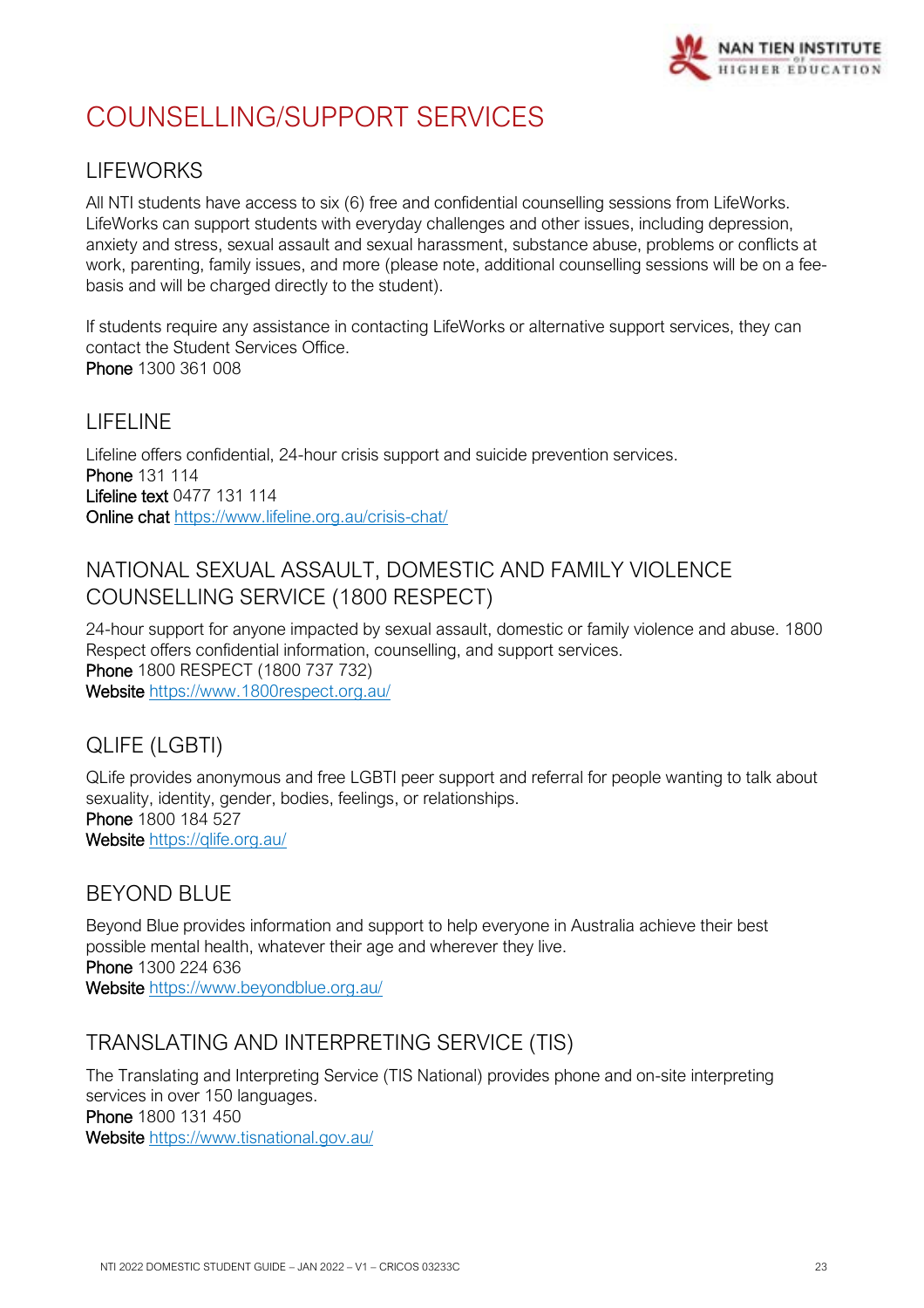# COUNSELLING/SUPPORT SERVICES

## LIFEWORKS

All NTI students have access to six (6) free and confidential counselling sessions from LifeWorks. LifeWorks can support students with everyday challenges and other issues, including depression, anxiety and stress, sexual assault and sexual harassment, substance abuse, problems or conflicts at work, parenting, family issues, and more (please note, additional counselling sessions will be on a fee-basis and will be charged directly to the student).

If students require any assistance in contacting LifeWorks or alternative support services, they can contact the Student Services Office.
**Phone** 1300 361 008

## LIFELINE

Lifeline offers confidential, 24-hour crisis support and suicide prevention services.
**Phone** 131 114
**Lifeline text** 0477 131 114
**Online chat** https://www.lifeline.org.au/crisis-chat/

## NATIONAL SEXUAL ASSAULT, DOMESTIC AND FAMILY VIOLENCE COUNSELLING SERVICE (1800 RESPECT)

24-hour support for anyone impacted by sexual assault, domestic or family violence and abuse. 1800 Respect offers confidential information, counselling, and support services.
**Phone** 1800 RESPECT (1800 737 732)
**Website** https://www.1800respect.org.au/

## QLIFE (LGBTI)

QLife provides anonymous and free LGBTI peer support and referral for people wanting to talk about sexuality, identity, gender, bodies, feelings, or relationships.
**Phone** 1800 184 527
**Website** https://qlife.org.au/

## BEYOND BLUE

Beyond Blue provides information and support to help everyone in Australia achieve their best possible mental health, whatever their age and wherever they live.
**Phone** 1300 224 636
**Website** https://www.beyondblue.org.au/

## TRANSLATING AND INTERPRETING SERVICE (TIS)

The Translating and Interpreting Service (TIS National) provides phone and on-site interpreting services in over 150 languages.
**Phone** 1800 131 450
**Website** https://www.tisnational.gov.au/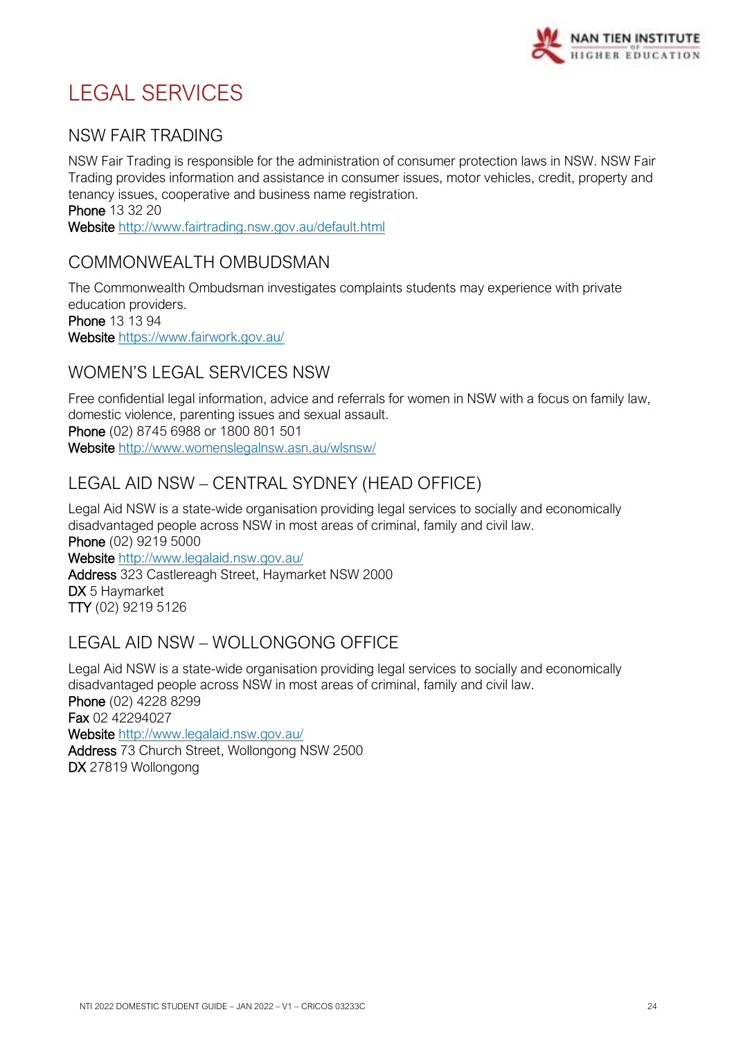# LEGAL SERVICES

## NSW FAIR TRADING

NSW Fair Trading is responsible for the administration of consumer protection laws in NSW. NSW Fair Trading provides information and assistance in consumer issues, motor vehicles, credit, property and tenancy issues, cooperative and business name registration.

**Phone** 13 32 20
**Website** http://www.fairtrading.nsw.gov.au/default.html

## COMMONWEALTH OMBUDSMAN

The Commonwealth Ombudsman investigates complaints students may experience with private education providers.

**Phone** 13 13 94
**Website** https://www.fairwork.gov.au/

## WOMEN'S LEGAL SERVICES NSW

Free confidential legal information, advice and referrals for women in NSW with a focus on family law, domestic violence, parenting issues and sexual assault.

**Phone** (02) 8745 6988 or 1800 801 501
**Website** http://www.womenslegalnsw.asn.au/wlsnsw/

## LEGAL AID NSW – CENTRAL SYDNEY (HEAD OFFICE)

Legal Aid NSW is a state-wide organisation providing legal services to socially and economically disadvantaged people across NSW in most areas of criminal, family and civil law.

**Phone** (02) 9219 5000
**Website** http://www.legalaid.nsw.gov.au/
**Address** 323 Castlereagh Street, Haymarket NSW 2000
**DX** 5 Haymarket
**TTY** (02) 9219 5126

## LEGAL AID NSW – WOLLONGONG OFFICE

Legal Aid NSW is a state-wide organisation providing legal services to socially and economically disadvantaged people across NSW in most areas of criminal, family and civil law.

**Phone** (02) 4228 8299
**Fax** 02 42294027
**Website** http://www.legalaid.nsw.gov.au/
**Address** 73 Church Street, Wollongong NSW 2500
**DX** 27819 Wollongong